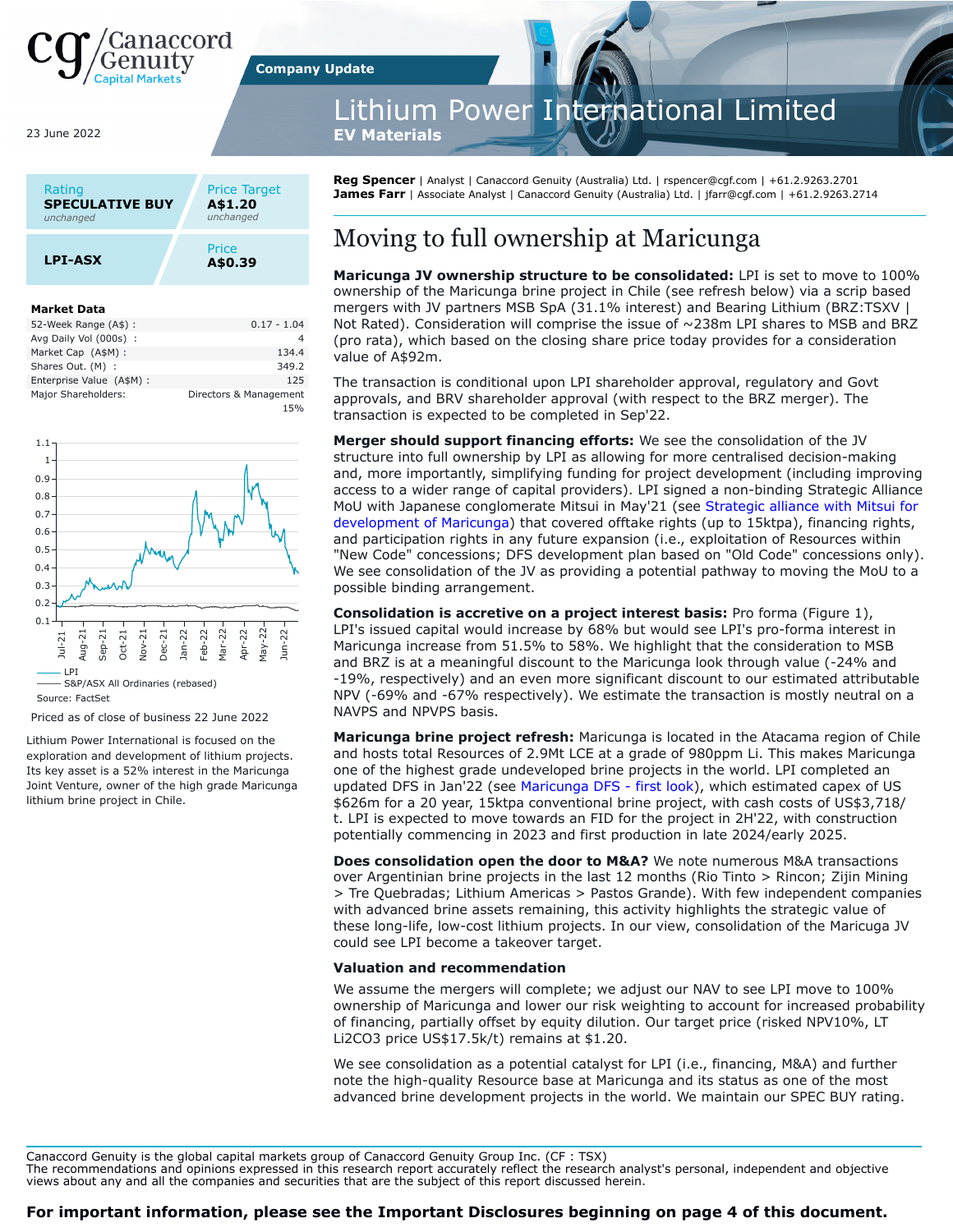Canaccord Genuity Capital Markets

Company Update

23 June 2022

# Lithium Power International Limited

**EV Materials**

| Rating | Price Target |
|---|---|
| **SPECULATIVE BUY** | **A$1.20** |
| *unchanged* | *unchanged* |

| | Price |
|---|---|
| **LPI-ASX** | **A$0.39** |

**Market Data**

| | |
|---|---|
| 52-Week Range (A$) : | 0.17 - 1.04 |
| Avg Daily Vol (000s) : | 4 |
| Market Cap (A$M) : | 134.4 |
| Shares Out. (M) : | 349.2 |
| Enterprise Value (A$M) : | 125 |
| Major Shareholders: | Directors & Management 15% |

—— LPI
—— S&P/ASX All Ordinaries (rebased)

Source: FactSet

Priced as of close of business 22 June 2022

Lithium Power International is focused on the exploration and development of lithium projects. Its key asset is a 52% interest in the Maricunga Joint Venture, owner of the high grade Maricunga lithium brine project in Chile.

**Reg Spencer** | Analyst | Canaccord Genuity (Australia) Ltd. | rspencer@cgf.com | +61.2.9263.2701
**James Farr** | Associate Analyst | Canaccord Genuity (Australia) Ltd. | jfarr@cgf.com | +61.2.9263.2714

## Moving to full ownership at Maricunga

**Maricunga JV ownership structure to be consolidated:** LPI is set to move to 100% ownership of the Maricunga brine project in Chile (see refresh below) via a scrip based mergers with JV partners MSB SpA (31.1% interest) and Bearing Lithium (BRZ:TSXV | Not Rated). Consideration will comprise the issue of ~238m LPI shares to MSB and BRZ (pro rata), which based on the closing share price today provides for a consideration value of A$92m.

The transaction is conditional upon LPI shareholder approval, regulatory and Govt approvals, and BRV shareholder approval (with respect to the BRZ merger). The transaction is expected to be completed in Sep'22.

**Merger should support financing efforts:** We see the consolidation of the JV structure into full ownership by LPI as allowing for more centralised decision-making and, more importantly, simplifying funding for project development (including improving access to a wider range of capital providers). LPI signed a non-binding Strategic Alliance MoU with Japanese conglomerate Mitsui in May'21 (see Strategic alliance with Mitsui for development of Maricunga) that covered offtake rights (up to 15ktpa), financing rights, and participation rights in any future expansion (i.e., exploitation of Resources within "New Code" concessions; DFS development plan based on "Old Code" concessions only). We see consolidation of the JV as providing a potential pathway to moving the MoU to a possible binding arrangement.

**Consolidation is accretive on a project interest basis:** Pro forma (Figure 1), LPI's issued capital would increase by 68% but would see LPI's pro-forma interest in Maricunga increase from 51.5% to 58%. We highlight that the consideration to MSB and BRZ is at a meaningful discount to the Maricunga look through value (-24% and -19%, respectively) and an even more significant discount to our estimated attributable NPV (-69% and -67% respectively). We estimate the transaction is mostly neutral on a NAVPS and NPVPS basis.

**Maricunga brine project refresh:** Maricunga is located in the Atacama region of Chile and hosts total Resources of 2.9Mt LCE at a grade of 980ppm Li. This makes Maricunga one of the highest grade undeveloped brine projects in the world. LPI completed an updated DFS in Jan'22 (see Maricunga DFS - first look), which estimated capex of US $626m for a 20 year, 15ktpa conventional brine project, with cash costs of US$3,718/t. LPI is expected to move towards an FID for the project in 2H'22, with construction potentially commencing in 2023 and first production in late 2024/early 2025.

**Does consolidation open the door to M&A?** We note numerous M&A transactions over Argentinian brine projects in the last 12 months (Rio Tinto > Rincon; Zijin Mining > Tre Quebradas; Lithium Americas > Pastos Grande). With few independent companies with advanced brine assets remaining, this activity highlights the strategic value of these long-life, low-cost lithium projects. In our view, consolidation of the Maricuga JV could see LPI become a takeover target.

### Valuation and recommendation

We assume the mergers will complete; we adjust our NAV to see LPI move to 100% ownership of Maricunga and lower our risk weighting to account for increased probability of financing, partially offset by equity dilution. Our target price (risked NPV10%, LT $Li_2CO_3$ price US$17.5k/t) remains at $1.20.

We see consolidation as a potential catalyst for LPI (i.e., financing, M&A) and further note the high-quality Resource base at Maricunga and its status as one of the most advanced brine development projects in the world. We maintain our SPEC BUY rating.

Canaccord Genuity is the global capital markets group of Canaccord Genuity Group Inc. (CF : TSX)
The recommendations and opinions expressed in this research report accurately reflect the research analyst's personal, independent and objective views about any and all the companies and securities that are the subject of this report discussed herein.

**For important information, please see the Important Disclosures beginning on page 4 of this document.**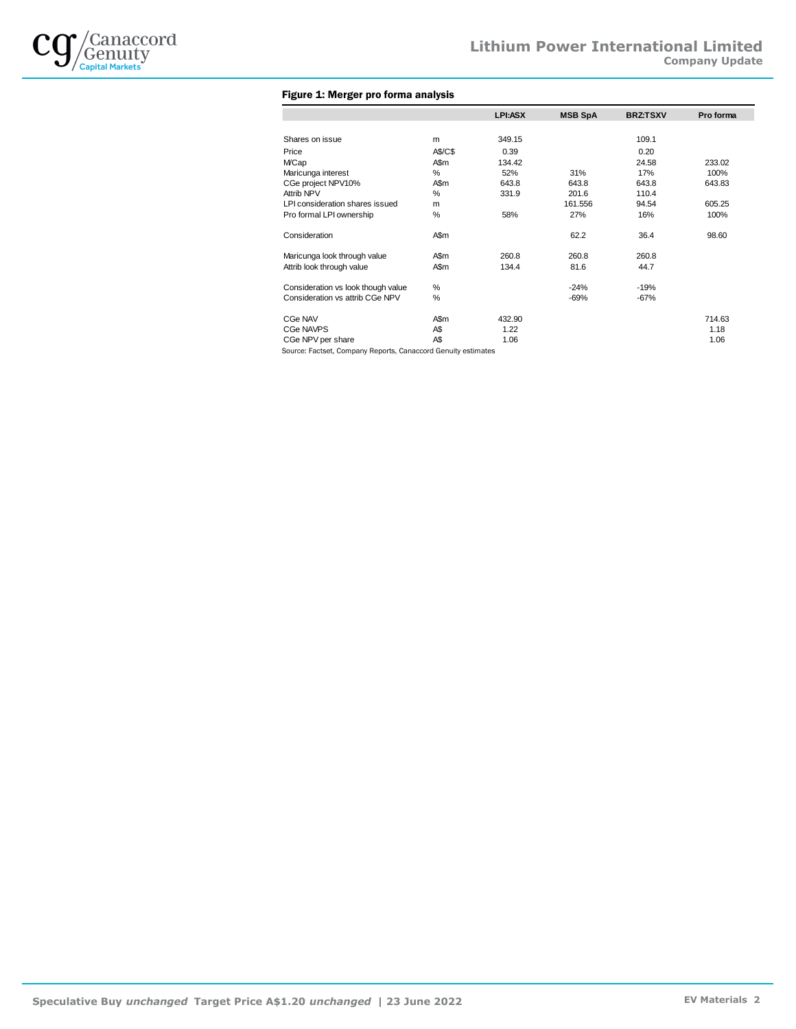**Figure 1: Merger pro forma analysis**

| | | LPI:ASX | MSB SpA | BRZ:TSXV | Pro forma |
|---|---|---|---|---|---|
| Shares on issue | m | 349.15 | | 109.1 | |
| Price | A$/C$ | 0.39 | | 0.20 | |
| M/Cap | A$m | 134.42 | | 24.58 | 233.02 |
| Maricunga interest | % | 52% | 31% | 17% | 100% |
| CGe project NPV10% | A$m | 643.8 | 643.8 | 643.8 | 643.83 |
| Attrib NPV | % | 331.9 | 201.6 | 110.4 | |
| LPI consideration shares issued | m | | 161.556 | 94.54 | 605.25 |
| Pro formal LPI ownership | % | 58% | 27% | 16% | 100% |
| | | | | | |
| Consideration | A$m | | 62.2 | 36.4 | 98.60 |
| | | | | | |
| Maricunga look through value | A$m | 260.8 | 260.8 | 260.8 | |
| Attrib look through value | A$m | 134.4 | 81.6 | 44.7 | |
| | | | | | |
| Consideration vs look though value | % | | -24% | -19% | |
| Consideration vs attrib CGe NPV | % | | -69% | -67% | |
| | | | | | |
| CGe NAV | A$m | 432.90 | | | 714.63 |
| CGe NAVPS | A$ | 1.22 | | | 1.18 |
| CGe NPV per share | A$ | 1.06 | | | 1.06 |

Source: Factset, Company Reports, Canaccord Genuity estimates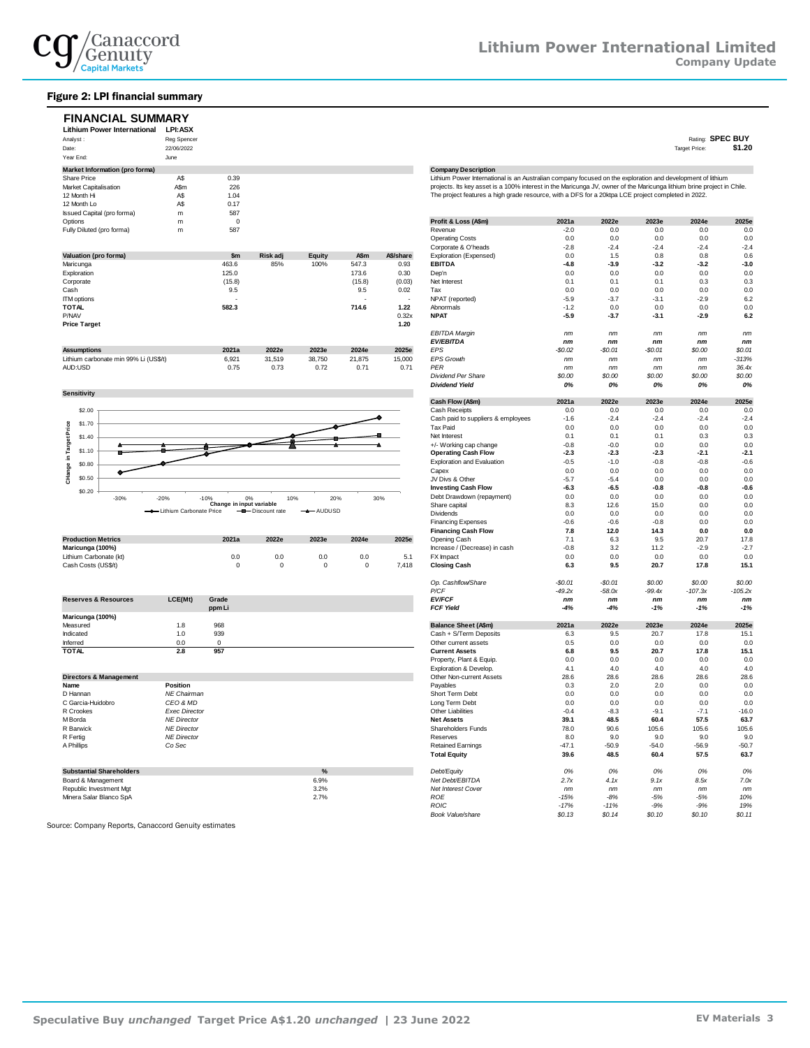## Figure 2: LPI financial summary

# FINANCIAL SUMMARY

**Lithium Power International** **LPI:ASX**

Analyst : Reg Spencer
Date: 22/06/2022
Year End: June

Rating: **SPEC BUY**
Target Price: **$1.20**

| Market Information (pro forma) | | |
|---|---|---|
| Share Price | A$ | 0.39 |
| Market Capitalisation | A$m | 226 |
| 12 Month Hi | A$ | 1.04 |
| 12 Month Lo | A$ | 0.17 |
| Issued Capital (pro forma) | m | 587 |
| Options | m | 0 |
| Fully Diluted (pro forma) | m | 587 |

**Company Description**

Lithium Power International is an Australian company focused on the exploration and development of lithium projects. Its key asset is a 100% interest in the Maricunga JV, owner of the Maricunga lithium brine project in Chile. The project features a high grade resource, with a DFS for a 20ktpa LCE project completed in 2022.

| Valuation (pro forma) | $m | Risk adj | Equity | A$m | A$/share |
|---|---|---|---|---|---|
| Maricunga | 463.6 | 85% | 100% | 547.3 | 0.93 |
| Exploration | 125.0 | | | 173.6 | 0.30 |
| Corporate | (15.8) | | | (15.8) | (0.03) |
| Cash | 9.5 | | | 9.5 | 0.02 |
| ITM options | - | | | - | - |
| **TOTAL** | **582.3** | | | **714.6** | **1.22** |
| P/NAV | | | | | 0.32x |
| **Price Target** | | | | | **1.20** |

| Assumptions | 2021a | 2022e | 2023e | 2024e | 2025e |
|---|---|---|---|---|---|
| Lithium carbonate min 99% Li (US$/t) | 6,921 | 31,519 | 38,750 | 21,875 | 15,000 |
| AUD:USD | 0.75 | 0.73 | 0.72 | 0.71 | 0.71 |

**Sensitivity**

(Chart: Change in Target Price vs Change in input variable, -30% to 30%; series: Lithium Carbonate Price, Discount rate, AUDUSD)

| Production Metrics | 2021a | 2022e | 2023e | 2024e | 2025e |
|---|---|---|---|---|---|
| **Maricunga (100%)** | | | | | |
| Lithium Carbonate (kt) | 0.0 | 0.0 | 0.0 | 0.0 | 5.1 |
| Cash Costs (US$/t) | 0 | 0 | 0 | 0 | 7,418 |

| Reserves & Resources | LCE(Mt) | Grade ppm Li |
|---|---|---|
| **Maricunga (100%)** | | |
| Measured | 1.8 | 968 |
| Indicated | 1.0 | 939 |
| Inferred | 0.0 | 0 |
| **TOTAL** | **2.8** | **957** |

| Directors & Management | |
|---|---|
| **Name** | **Position** |
| D Hannan | *NE Chairman* |
| C Garcia-Huidobro | *CEO & MD* |
| R Crookes | *Exec Director* |
| M Borda | *NE Director* |
| R Barwick | *NE Director* |
| R Fertig | *NE Director* |
| A Phillips | *Co Sec* |

| Substantial Shareholders | % |
|---|---|
| Board & Management | 6.9% |
| Republic Investment Mgt | 3.2% |
| Minera Salar Blanco SpA | 2.7% |

| Profit & Loss (A$m) | 2021a | 2022e | 2023e | 2024e | 2025e |
|---|---|---|---|---|---|
| Revenue | -2.0 | 0.0 | 0.0 | 0.0 | 0.0 |
| Operating Costs | 0.0 | 0.0 | 0.0 | 0.0 | 0.0 |
| Corporate & O'heads | -2.8 | -2.4 | -2.4 | -2.4 | -2.4 |
| Exploration (Expensed) | 0.0 | 1.5 | 0.8 | 0.8 | 0.6 |
| **EBITDA** | **-4.8** | **-3.9** | **-3.2** | **-3.2** | **-3.0** |
| Dep'n | 0.0 | 0.0 | 0.0 | 0.0 | 0.0 |
| Net Interest | 0.1 | 0.1 | 0.1 | 0.3 | 0.3 |
| Tax | 0.0 | 0.0 | 0.0 | 0.0 | 0.0 |
| NPAT (reported) | -5.9 | -3.7 | -3.1 | -2.9 | 6.2 |
| Abnormals | -1.2 | 0.0 | 0.0 | 0.0 | 0.0 |
| **NPAT** | **-5.9** | **-3.7** | **-3.1** | **-2.9** | **6.2** |
| *EBITDA Margin* | *nm* | *nm* | *nm* | *nm* | *nm* |
| ***EV/EBITDA*** | ***nm*** | ***nm*** | ***nm*** | ***nm*** | ***nm*** |
| *EPS* | *-$0.02* | *-$0.01* | *-$0.01* | *$0.00* | *$0.01* |
| *EPS Growth* | *nm* | *nm* | *nm* | *nm* | *-313%* |
| *PER* | *nm* | *nm* | *nm* | *nm* | *36.4x* |
| *Dividend Per Share* | *$0.00* | *$0.00* | *$0.00* | *$0.00* | *$0.00* |
| ***Dividend Yield*** | ***0%*** | ***0%*** | ***0%*** | ***0%*** | ***0%*** |

| Cash Flow (A$m) | 2021a | 2022e | 2023e | 2024e | 2025e |
|---|---|---|---|---|---|
| Cash Receipts | 0.0 | 0.0 | 0.0 | 0.0 | 0.0 |
| Cash paid to suppliers & employees | -1.6 | -2.4 | -2.4 | -2.4 | -2.4 |
| Tax Paid | 0.0 | 0.0 | 0.0 | 0.0 | 0.0 |
| Net Interest | 0.1 | 0.1 | 0.1 | 0.3 | 0.3 |
| +/- Working cap change | -0.8 | -0.0 | 0.0 | 0.0 | 0.0 |
| **Operating Cash Flow** | **-2.3** | **-2.3** | **-2.3** | **-2.1** | **-2.1** |
| Exploration and Evaluation | -0.5 | -1.0 | -0.8 | -0.8 | -0.6 |
| Capex | 0.0 | 0.0 | 0.0 | 0.0 | 0.0 |
| JV Divs & Other | -5.7 | -5.4 | 0.0 | 0.0 | 0.0 |
| **Investing Cash Flow** | **-6.3** | **-6.5** | **-0.8** | **-0.8** | **-0.6** |
| Debt Drawdown (repayment) | 0.0 | 0.0 | 0.0 | 0.0 | 0.0 |
| Share capital | 8.3 | 12.6 | 15.0 | 0.0 | 0.0 |
| Dividends | 0.0 | 0.0 | 0.0 | 0.0 | 0.0 |
| Financing Expenses | -0.6 | -0.6 | -0.8 | 0.0 | 0.0 |
| **Financing Cash Flow** | **7.8** | **12.0** | **14.3** | **0.0** | **0.0** |
| Opening Cash | 7.1 | 6.3 | 9.5 | 20.7 | 17.8 |
| Increase / (Decrease) in cash | -0.8 | 3.2 | 11.2 | -2.9 | -2.7 |
| FX Impact | 0.0 | 0.0 | 0.0 | 0.0 | 0.0 |
| **Closing Cash** | **6.3** | **9.5** | **20.7** | **17.8** | **15.1** |
| *Op. Cashflow/Share* | *-$0.01* | *-$0.01* | *$0.00* | *$0.00* | *$0.00* |
| *P/CF* | *-49.2x* | *-58.0x* | *-99.4x* | *-107.3x* | *-105.2x* |
| ***EV/FCF*** | ***nm*** | ***nm*** | ***nm*** | ***nm*** | ***nm*** |
| ***FCF Yield*** | ***-4%*** | ***-4%*** | ***-1%*** | ***-1%*** | ***-1%*** |

| Balance Sheet (A$m) | 2021a | 2022e | 2023e | 2024e | 2025e |
|---|---|---|---|---|---|
| Cash + S/Term Deposits | 6.3 | 9.5 | 20.7 | 17.8 | 15.1 |
| Other current assets | 0.5 | 0.0 | 0.0 | 0.0 | 0.0 |
| **Current Assets** | **6.8** | **9.5** | **20.7** | **17.8** | **15.1** |
| Property, Plant & Equip. | 0.0 | 0.0 | 0.0 | 0.0 | 0.0 |
| Exploration & Develop. | 4.1 | 4.0 | 4.0 | 4.0 | 4.0 |
| Other Non-current Assets | 28.6 | 28.6 | 28.6 | 28.6 | 28.6 |
| Payables | 0.3 | 2.0 | 2.0 | 0.0 | 0.0 |
| Short Term Debt | 0.0 | 0.0 | 0.0 | 0.0 | 0.0 |
| Long Term Debt | 0.0 | 0.0 | 0.0 | 0.0 | 0.0 |
| Other Liabilities | -0.4 | -8.3 | -9.1 | -7.1 | -16.0 |
| **Net Assets** | **39.1** | **48.5** | **60.4** | **57.5** | **63.7** |
| Shareholders Funds | 78.0 | 90.6 | 105.6 | 105.6 | 105.6 |
| Reserves | 8.0 | 9.0 | 9.0 | 9.0 | 9.0 |
| Retained Earnings | -47.1 | -50.9 | -54.0 | -56.9 | -50.7 |
| **Total Equity** | **39.6** | **48.5** | **60.4** | **57.5** | **63.7** |
| *Debt/Equity* | *0%* | *0%* | *0%* | *0%* | *0%* |
| *Net Debt/EBITDA* | *2.7x* | *4.1x* | *9.1x* | *8.5x* | *7.0x* |
| *Net Interest Cover* | *nm* | *nm* | *nm* | *nm* | *nm* |
| *ROE* | *-15%* | *-8%* | *-5%* | *-5%* | *10%* |
| *ROIC* | *-17%* | *-11%* | *-9%* | *-9%* | *19%* |
| *Book Value/share* | *$0.13* | *$0.14* | *$0.10* | *$0.10* | *$0.11* |

Source: Company Reports, Canaccord Genuity estimates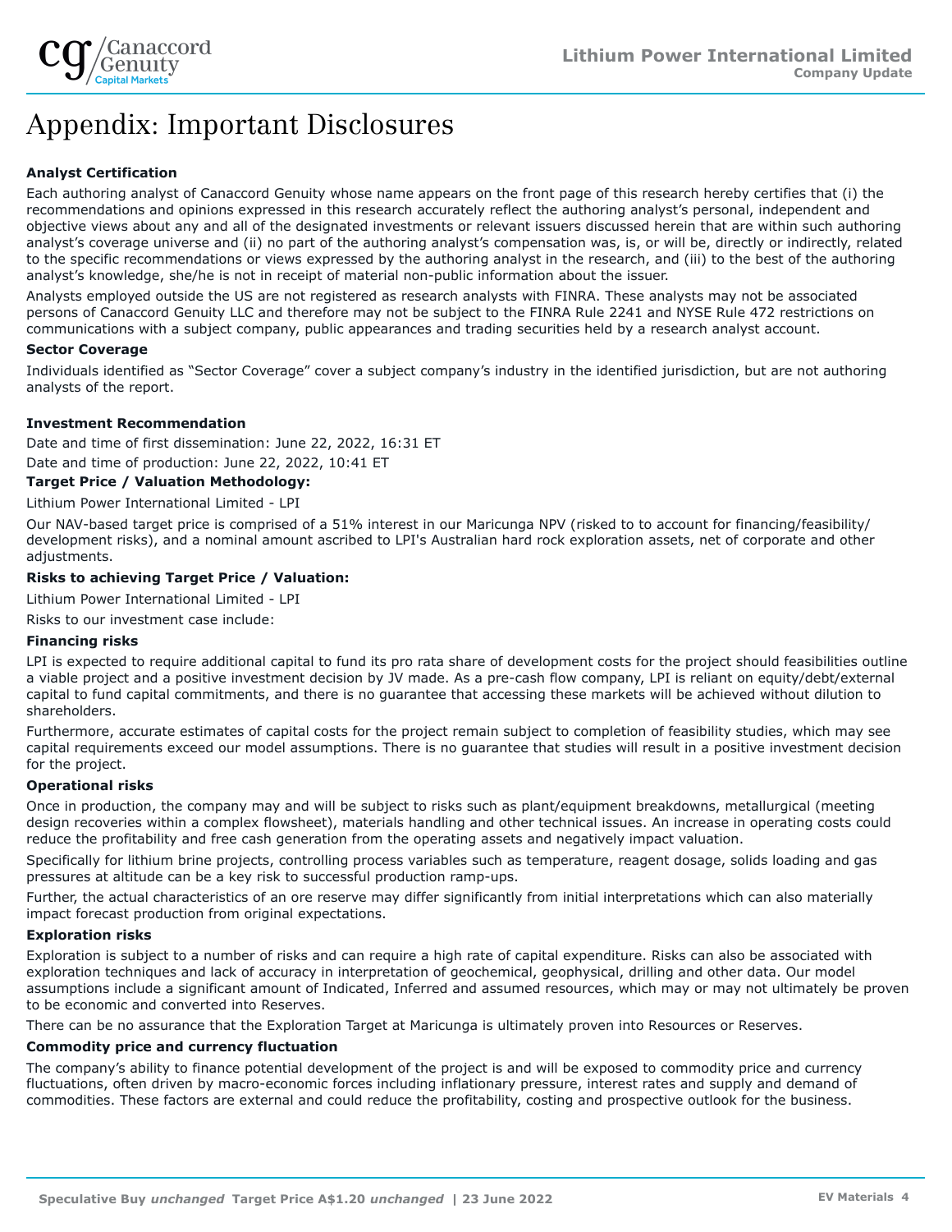# Appendix: Important Disclosures

**Analyst Certification**

Each authoring analyst of Canaccord Genuity whose name appears on the front page of this research hereby certifies that (i) the recommendations and opinions expressed in this research accurately reflect the authoring analyst's personal, independent and objective views about any and all of the designated investments or relevant issuers discussed herein that are within such authoring analyst's coverage universe and (ii) no part of the authoring analyst's compensation was, is, or will be, directly or indirectly, related to the specific recommendations or views expressed by the authoring analyst in the research, and (iii) to the best of the authoring analyst's knowledge, she/he is not in receipt of material non-public information about the issuer.

Analysts employed outside the US are not registered as research analysts with FINRA. These analysts may not be associated persons of Canaccord Genuity LLC and therefore may not be subject to the FINRA Rule 2241 and NYSE Rule 472 restrictions on communications with a subject company, public appearances and trading securities held by a research analyst account.

**Sector Coverage**

Individuals identified as "Sector Coverage" cover a subject company's industry in the identified jurisdiction, but are not authoring analysts of the report.

**Investment Recommendation**

Date and time of first dissemination: June 22, 2022, 16:31 ET

Date and time of production: June 22, 2022, 10:41 ET

**Target Price / Valuation Methodology:**

Lithium Power International Limited - LPI

Our NAV-based target price is comprised of a 51% interest in our Maricunga NPV (risked to to account for financing/feasibility/development risks), and a nominal amount ascribed to LPI's Australian hard rock exploration assets, net of corporate and other adjustments.

**Risks to achieving Target Price / Valuation:**

Lithium Power International Limited - LPI

Risks to our investment case include:

**Financing risks**

LPI is expected to require additional capital to fund its pro rata share of development costs for the project should feasibilities outline a viable project and a positive investment decision by JV made. As a pre-cash flow company, LPI is reliant on equity/debt/external capital to fund capital commitments, and there is no guarantee that accessing these markets will be achieved without dilution to shareholders.

Furthermore, accurate estimates of capital costs for the project remain subject to completion of feasibility studies, which may see capital requirements exceed our model assumptions. There is no guarantee that studies will result in a positive investment decision for the project.

**Operational risks**

Once in production, the company may and will be subject to risks such as plant/equipment breakdowns, metallurgical (meeting design recoveries within a complex flowsheet), materials handling and other technical issues. An increase in operating costs could reduce the profitability and free cash generation from the operating assets and negatively impact valuation.

Specifically for lithium brine projects, controlling process variables such as temperature, reagent dosage, solids loading and gas pressures at altitude can be a key risk to successful production ramp-ups.

Further, the actual characteristics of an ore reserve may differ significantly from initial interpretations which can also materially impact forecast production from original expectations.

**Exploration risks**

Exploration is subject to a number of risks and can require a high rate of capital expenditure. Risks can also be associated with exploration techniques and lack of accuracy in interpretation of geochemical, geophysical, drilling and other data. Our model assumptions include a significant amount of Indicated, Inferred and assumed resources, which may or may not ultimately be proven to be economic and converted into Reserves.

There can be no assurance that the Exploration Target at Maricunga is ultimately proven into Resources or Reserves.

**Commodity price and currency fluctuation**

The company's ability to finance potential development of the project is and will be exposed to commodity price and currency fluctuations, often driven by macro-economic forces including inflationary pressure, interest rates and supply and demand of commodities. These factors are external and could reduce the profitability, costing and prospective outlook for the business.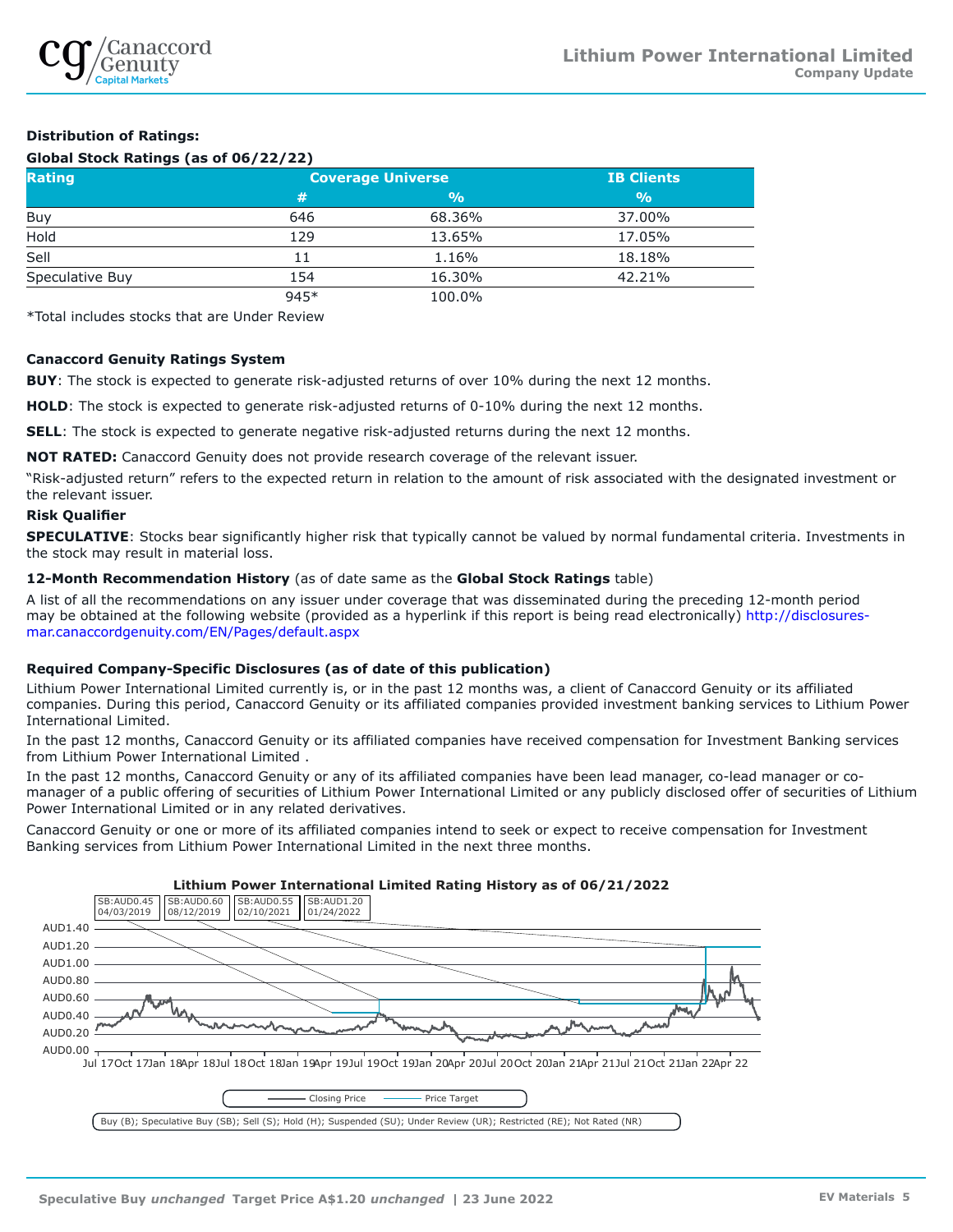**Distribution of Ratings:**

**Global Stock Ratings (as of 06/22/22)**

| Rating | Coverage Universe | | IB Clients |
|---|---|---|---|
| | # | % | % |
| Buy | 646 | 68.36% | 37.00% |
| Hold | 129 | 13.65% | 17.05% |
| Sell | 11 | 1.16% | 18.18% |
| Speculative Buy | 154 | 16.30% | 42.21% |
| | 945* | 100.0% | |

*Total includes stocks that are Under Review

**Canaccord Genuity Ratings System**

**BUY**: The stock is expected to generate risk-adjusted returns of over 10% during the next 12 months.

**HOLD**: The stock is expected to generate risk-adjusted returns of 0-10% during the next 12 months.

**SELL**: The stock is expected to generate negative risk-adjusted returns during the next 12 months.

**NOT RATED:** Canaccord Genuity does not provide research coverage of the relevant issuer.

"Risk-adjusted return" refers to the expected return in relation to the amount of risk associated with the designated investment or the relevant issuer.

**Risk Qualifier**

**SPECULATIVE**: Stocks bear significantly higher risk that typically cannot be valued by normal fundamental criteria. Investments in the stock may result in material loss.

**12-Month Recommendation History** (as of date same as the **Global Stock Ratings** table)

A list of all the recommendations on any issuer under coverage that was disseminated during the preceding 12-month period may be obtained at the following website (provided as a hyperlink if this report is being read electronically) http://disclosures-mar.canaccordgenuity.com/EN/Pages/default.aspx

**Required Company-Specific Disclosures (as of date of this publication)**

Lithium Power International Limited currently is, or in the past 12 months was, a client of Canaccord Genuity or its affiliated companies. During this period, Canaccord Genuity or its affiliated companies provided investment banking services to Lithium Power International Limited.

In the past 12 months, Canaccord Genuity or its affiliated companies have received compensation for Investment Banking services from Lithium Power International Limited .

In the past 12 months, Canaccord Genuity or any of its affiliated companies have been lead manager, co-lead manager or co-manager of a public offering of securities of Lithium Power International Limited or any publicly disclosed offer of securities of Lithium Power International Limited or in any related derivatives.

Canaccord Genuity or one or more of its affiliated companies intend to seek or expect to receive compensation for Investment Banking services from Lithium Power International Limited in the next three months.

**Lithium Power International Limited Rating History as of 06/21/2022**

SB:AUD0.45 04/03/2019 | SB:AUD0.60 08/12/2019 | SB:AUD0.55 02/10/2021 | SB:AUD1.20 01/24/2022

Closing Price — Price Target

Buy (B); Speculative Buy (SB); Sell (S); Hold (H); Suspended (SU); Under Review (UR); Restricted (RE); Not Rated (NR)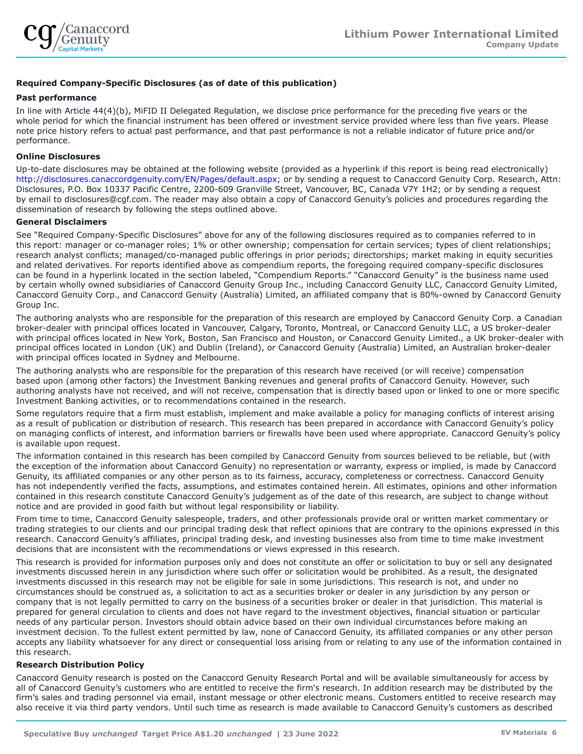### Required Company-Specific Disclosures (as of date of this publication)

#### Past performance

In line with Article 44(4)(b), MiFID II Delegated Regulation, we disclose price performance for the preceding five years or the whole period for which the financial instrument has been offered or investment service provided where less than five years. Please note price history refers to actual past performance, and that past performance is not a reliable indicator of future price and/or performance.

#### Online Disclosures

Up-to-date disclosures may be obtained at the following website (provided as a hyperlink if this report is being read electronically) http://disclosures.canaccordgenuity.com/EN/Pages/default.aspx; or by sending a request to Canaccord Genuity Corp. Research, Attn: Disclosures, P.O. Box 10337 Pacific Centre, 2200-609 Granville Street, Vancouver, BC, Canada V7Y 1H2; or by sending a request by email to disclosures@cgf.com. The reader may also obtain a copy of Canaccord Genuity's policies and procedures regarding the dissemination of research by following the steps outlined above.

#### General Disclaimers

See "Required Company-Specific Disclosures" above for any of the following disclosures required as to companies referred to in this report: manager or co-manager roles; 1% or other ownership; compensation for certain services; types of client relationships; research analyst conflicts; managed/co-managed public offerings in prior periods; directorships; market making in equity securities and related derivatives. For reports identified above as compendium reports, the foregoing required company-specific disclosures can be found in a hyperlink located in the section labeled, "Compendium Reports." "Canaccord Genuity" is the business name used by certain wholly owned subsidiaries of Canaccord Genuity Group Inc., including Canaccord Genuity LLC, Canaccord Genuity Limited, Canaccord Genuity Corp., and Canaccord Genuity (Australia) Limited, an affiliated company that is 80%-owned by Canaccord Genuity Group Inc.

The authoring analysts who are responsible for the preparation of this research are employed by Canaccord Genuity Corp. a Canadian broker-dealer with principal offices located in Vancouver, Calgary, Toronto, Montreal, or Canaccord Genuity LLC, a US broker-dealer with principal offices located in New York, Boston, San Francisco and Houston, or Canaccord Genuity Limited., a UK broker-dealer with principal offices located in London (UK) and Dublin (Ireland), or Canaccord Genuity (Australia) Limited, an Australian broker-dealer with principal offices located in Sydney and Melbourne.

The authoring analysts who are responsible for the preparation of this research have received (or will receive) compensation based upon (among other factors) the Investment Banking revenues and general profits of Canaccord Genuity. However, such authoring analysts have not received, and will not receive, compensation that is directly based upon or linked to one or more specific Investment Banking activities, or to recommendations contained in the research.

Some regulators require that a firm must establish, implement and make available a policy for managing conflicts of interest arising as a result of publication or distribution of research. This research has been prepared in accordance with Canaccord Genuity's policy on managing conflicts of interest, and information barriers or firewalls have been used where appropriate. Canaccord Genuity's policy is available upon request.

The information contained in this research has been compiled by Canaccord Genuity from sources believed to be reliable, but (with the exception of the information about Canaccord Genuity) no representation or warranty, express or implied, is made by Canaccord Genuity, its affiliated companies or any other person as to its fairness, accuracy, completeness or correctness. Canaccord Genuity has not independently verified the facts, assumptions, and estimates contained herein. All estimates, opinions and other information contained in this research constitute Canaccord Genuity's judgement as of the date of this research, are subject to change without notice and are provided in good faith but without legal responsibility or liability.

From time to time, Canaccord Genuity salespeople, traders, and other professionals provide oral or written market commentary or trading strategies to our clients and our principal trading desk that reflect opinions that are contrary to the opinions expressed in this research. Canaccord Genuity's affiliates, principal trading desk, and investing businesses also from time to time make investment decisions that are inconsistent with the recommendations or views expressed in this research.

This research is provided for information purposes only and does not constitute an offer or solicitation to buy or sell any designated investments discussed herein in any jurisdiction where such offer or solicitation would be prohibited. As a result, the designated investments discussed in this research may not be eligible for sale in some jurisdictions. This research is not, and under no circumstances should be construed as, a solicitation to act as a securities broker or dealer in any jurisdiction by any person or company that is not legally permitted to carry on the business of a securities broker or dealer in that jurisdiction. This material is prepared for general circulation to clients and does not have regard to the investment objectives, financial situation or particular needs of any particular person. Investors should obtain advice based on their own individual circumstances before making an investment decision. To the fullest extent permitted by law, none of Canaccord Genuity, its affiliated companies or any other person accepts any liability whatsoever for any direct or consequential loss arising from or relating to any use of the information contained in this research.

#### Research Distribution Policy

Canaccord Genuity research is posted on the Canaccord Genuity Research Portal and will be available simultaneously for access by all of Canaccord Genuity's customers who are entitled to receive the firm's research. In addition research may be distributed by the firm's sales and trading personnel via email, instant message or other electronic means. Customers entitled to receive research may also receive it via third party vendors. Until such time as research is made available to Canaccord Genuity's customers as described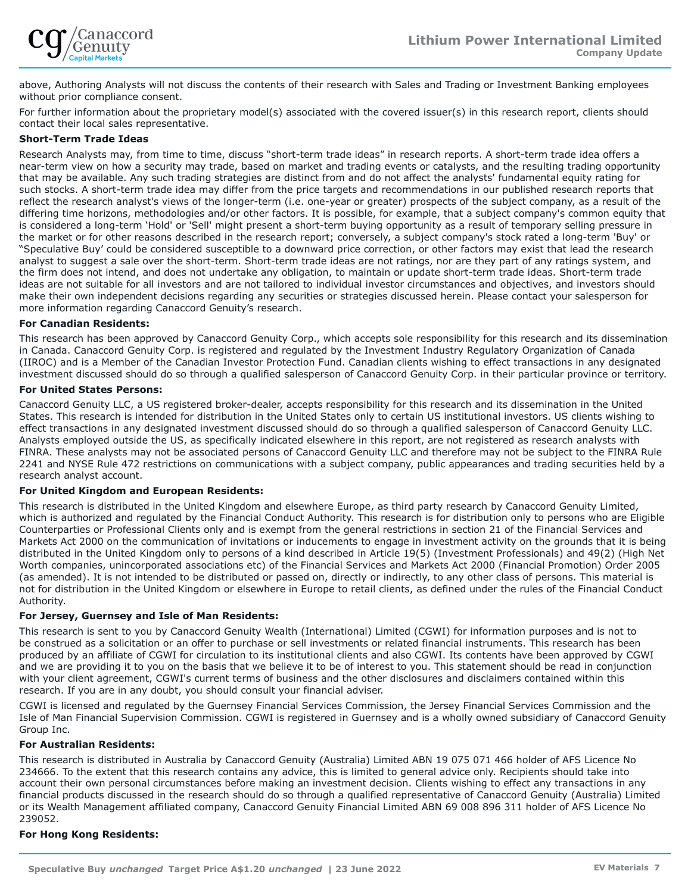above, Authoring Analysts will not discuss the contents of their research with Sales and Trading or Investment Banking employees without prior compliance consent.

For further information about the proprietary model(s) associated with the covered issuer(s) in this research report, clients should contact their local sales representative.

**Short-Term Trade Ideas**

Research Analysts may, from time to time, discuss "short-term trade ideas" in research reports. A short-term trade idea offers a near-term view on how a security may trade, based on market and trading events or catalysts, and the resulting trading opportunity that may be available. Any such trading strategies are distinct from and do not affect the analysts' fundamental equity rating for such stocks. A short-term trade idea may differ from the price targets and recommendations in our published research reports that reflect the research analyst's views of the longer-term (i.e. one-year or greater) prospects of the subject company, as a result of the differing time horizons, methodologies and/or other factors. It is possible, for example, that a subject company's common equity that is considered a long-term 'Hold' or 'Sell' might present a short-term buying opportunity as a result of temporary selling pressure in the market or for other reasons described in the research report; conversely, a subject company's stock rated a long-term 'Buy' or "Speculative Buy' could be considered susceptible to a downward price correction, or other factors may exist that lead the research analyst to suggest a sale over the short-term. Short-term trade ideas are not ratings, nor are they part of any ratings system, and the firm does not intend, and does not undertake any obligation, to maintain or update short-term trade ideas. Short-term trade ideas are not suitable for all investors and are not tailored to individual investor circumstances and objectives, and investors should make their own independent decisions regarding any securities or strategies discussed herein. Please contact your salesperson for more information regarding Canaccord Genuity's research.

**For Canadian Residents:**

This research has been approved by Canaccord Genuity Corp., which accepts sole responsibility for this research and its dissemination in Canada. Canaccord Genuity Corp. is registered and regulated by the Investment Industry Regulatory Organization of Canada (IIROC) and is a Member of the Canadian Investor Protection Fund. Canadian clients wishing to effect transactions in any designated investment discussed should do so through a qualified salesperson of Canaccord Genuity Corp. in their particular province or territory.

**For United States Persons:**

Canaccord Genuity LLC, a US registered broker-dealer, accepts responsibility for this research and its dissemination in the United States. This research is intended for distribution in the United States only to certain US institutional investors. US clients wishing to effect transactions in any designated investment discussed should do so through a qualified salesperson of Canaccord Genuity LLC. Analysts employed outside the US, as specifically indicated elsewhere in this report, are not registered as research analysts with FINRA. These analysts may not be associated persons of Canaccord Genuity LLC and therefore may not be subject to the FINRA Rule 2241 and NYSE Rule 472 restrictions on communications with a subject company, public appearances and trading securities held by a research analyst account.

**For United Kingdom and European Residents:**

This research is distributed in the United Kingdom and elsewhere Europe, as third party research by Canaccord Genuity Limited, which is authorized and regulated by the Financial Conduct Authority. This research is for distribution only to persons who are Eligible Counterparties or Professional Clients only and is exempt from the general restrictions in section 21 of the Financial Services and Markets Act 2000 on the communication of invitations or inducements to engage in investment activity on the grounds that it is being distributed in the United Kingdom only to persons of a kind described in Article 19(5) (Investment Professionals) and 49(2) (High Net Worth companies, unincorporated associations etc) of the Financial Services and Markets Act 2000 (Financial Promotion) Order 2005 (as amended). It is not intended to be distributed or passed on, directly or indirectly, to any other class of persons. This material is not for distribution in the United Kingdom or elsewhere in Europe to retail clients, as defined under the rules of the Financial Conduct Authority.

**For Jersey, Guernsey and Isle of Man Residents:**

This research is sent to you by Canaccord Genuity Wealth (International) Limited (CGWI) for information purposes and is not to be construed as a solicitation or an offer to purchase or sell investments or related financial instruments. This research has been produced by an affiliate of CGWI for circulation to its institutional clients and also CGWI. Its contents have been approved by CGWI and we are providing it to you on the basis that we believe it to be of interest to you. This statement should be read in conjunction with your client agreement, CGWI's current terms of business and the other disclosures and disclaimers contained within this research. If you are in any doubt, you should consult your financial adviser.

CGWI is licensed and regulated by the Guernsey Financial Services Commission, the Jersey Financial Services Commission and the Isle of Man Financial Supervision Commission. CGWI is registered in Guernsey and is a wholly owned subsidiary of Canaccord Genuity Group Inc.

**For Australian Residents:**

This research is distributed in Australia by Canaccord Genuity (Australia) Limited ABN 19 075 071 466 holder of AFS Licence No 234666. To the extent that this research contains any advice, this is limited to general advice only. Recipients should take into account their own personal circumstances before making an investment decision. Clients wishing to effect any transactions in any financial products discussed in the research should do so through a qualified representative of Canaccord Genuity (Australia) Limited or its Wealth Management affiliated company, Canaccord Genuity Financial Limited ABN 69 008 896 311 holder of AFS Licence No 239052.

**For Hong Kong Residents:**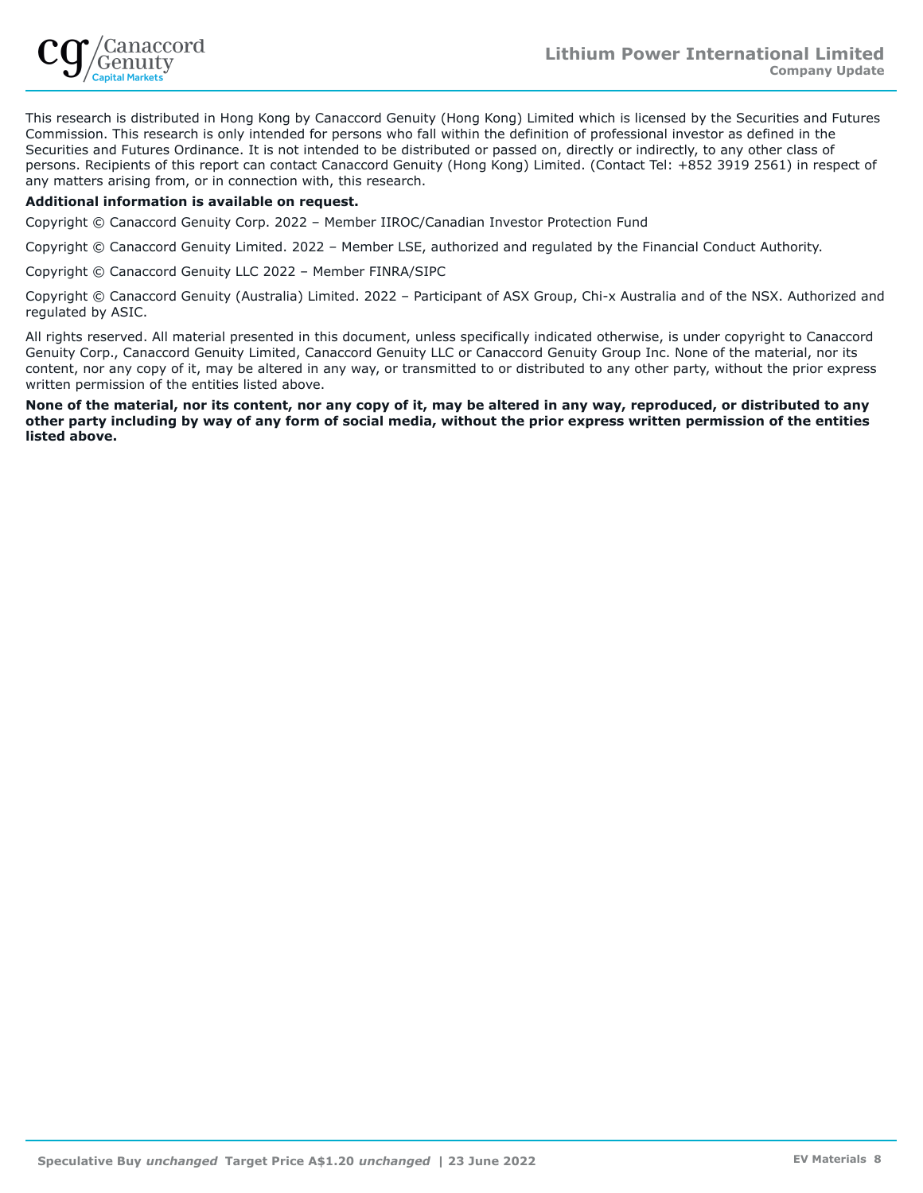This research is distributed in Hong Kong by Canaccord Genuity (Hong Kong) Limited which is licensed by the Securities and Futures Commission. This research is only intended for persons who fall within the definition of professional investor as defined in the Securities and Futures Ordinance. It is not intended to be distributed or passed on, directly or indirectly, to any other class of persons. Recipients of this report can contact Canaccord Genuity (Hong Kong) Limited. (Contact Tel: +852 3919 2561) in respect of any matters arising from, or in connection with, this research.

**Additional information is available on request.**

Copyright © Canaccord Genuity Corp. 2022 – Member IIROC/Canadian Investor Protection Fund

Copyright © Canaccord Genuity Limited. 2022 – Member LSE, authorized and regulated by the Financial Conduct Authority.

Copyright © Canaccord Genuity LLC 2022 – Member FINRA/SIPC

Copyright © Canaccord Genuity (Australia) Limited. 2022 – Participant of ASX Group, Chi-x Australia and of the NSX. Authorized and regulated by ASIC.

All rights reserved. All material presented in this document, unless specifically indicated otherwise, is under copyright to Canaccord Genuity Corp., Canaccord Genuity Limited, Canaccord Genuity LLC or Canaccord Genuity Group Inc. None of the material, nor its content, nor any copy of it, may be altered in any way, or transmitted to or distributed to any other party, without the prior express written permission of the entities listed above.

**None of the material, nor its content, nor any copy of it, may be altered in any way, reproduced, or distributed to any other party including by way of any form of social media, without the prior express written permission of the entities listed above.**